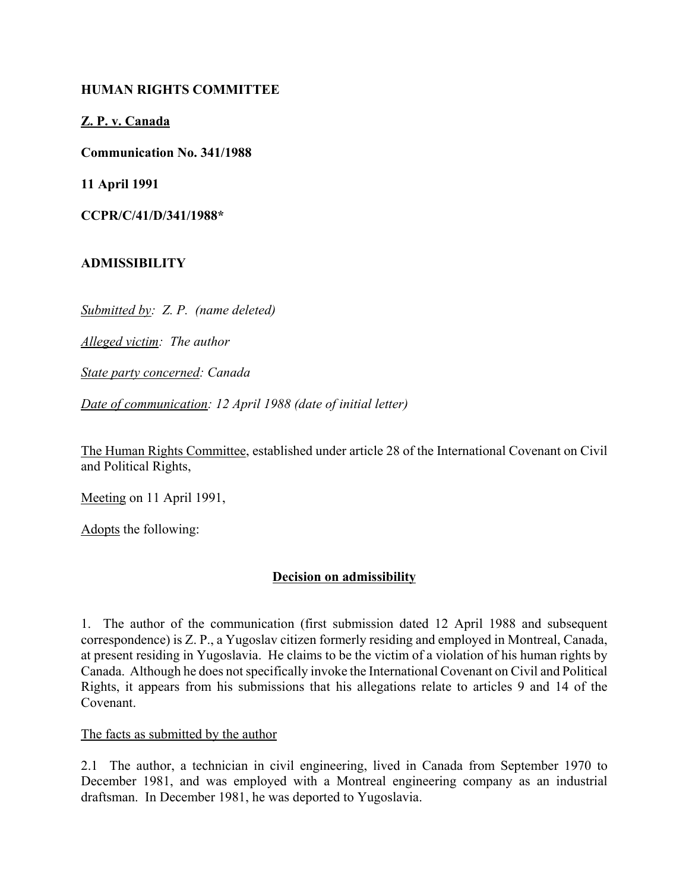**HUMAN RIGHTS COMMITTEE**

**Z. P. v. Canada**

**Communication No. 341/1988**

**11 April 1991**

**CCPR/C/41/D/341/1988***

**ADMISSIBILITY**

*Submitted by: Z. P. (name deleted)*

*Alleged victim: The author*

*State party concerned: Canada*

*Date of communication: 12 April 1988 (date of initial letter)*

The Human Rights Committee, established under article 28 of the International Covenant on Civil and Political Rights,

Meeting on 11 April 1991,

Adopts the following:

## Decision on admissibility

1. The author of the communication (first submission dated 12 April 1988 and subsequent correspondence) is Z. P., a Yugoslav citizen formerly residing and employed in Montreal, Canada, at present residing in Yugoslavia. He claims to be the victim of a violation of his human rights by Canada. Although he does not specifically invoke the International Covenant on Civil and Political Rights, it appears from his submissions that his allegations relate to articles 9 and 14 of the Covenant.

The facts as submitted by the author

2.1 The author, a technician in civil engineering, lived in Canada from September 1970 to December 1981, and was employed with a Montreal engineering company as an industrial draftsman. In December 1981, he was deported to Yugoslavia.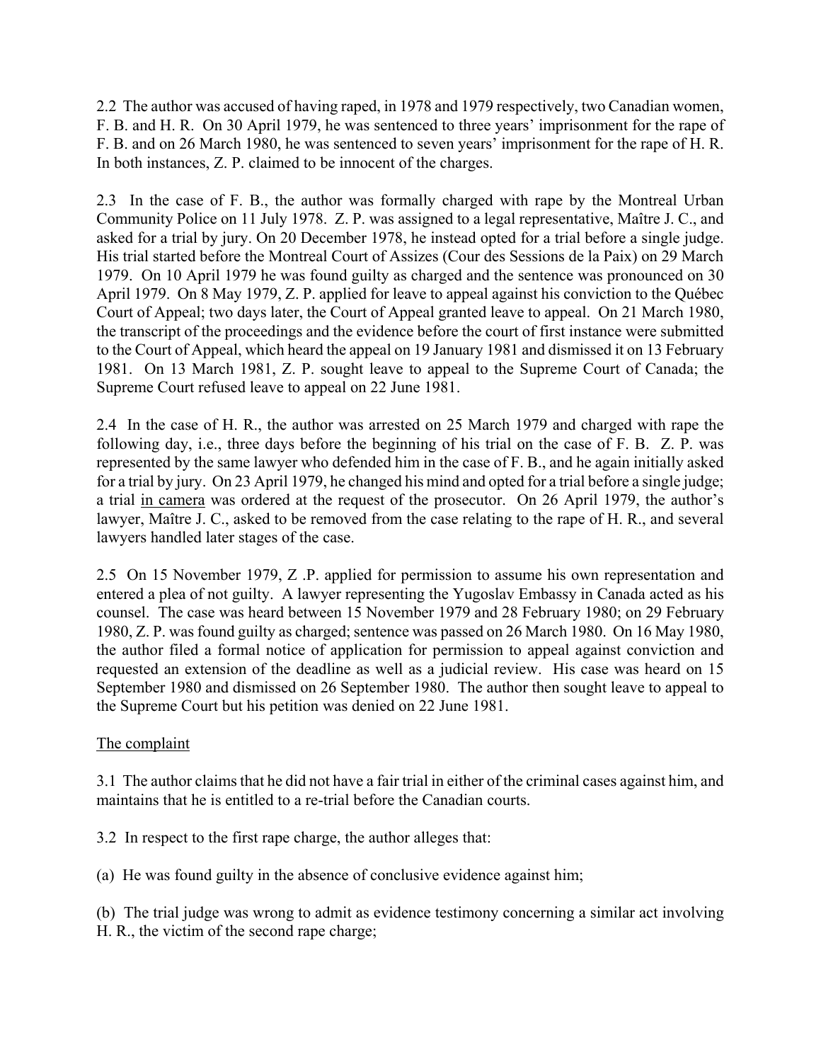2.2 The author was accused of having raped, in 1978 and 1979 respectively, two Canadian women, F. B. and H. R. On 30 April 1979, he was sentenced to three years' imprisonment for the rape of F. B. and on 26 March 1980, he was sentenced to seven years' imprisonment for the rape of H. R. In both instances, Z. P. claimed to be innocent of the charges.

2.3 In the case of F. B., the author was formally charged with rape by the Montreal Urban Community Police on 11 July 1978. Z. P. was assigned to a legal representative, Maître J. C., and asked for a trial by jury. On 20 December 1978, he instead opted for a trial before a single judge. His trial started before the Montreal Court of Assizes (Cour des Sessions de la Paix) on 29 March 1979. On 10 April 1979 he was found guilty as charged and the sentence was pronounced on 30 April 1979. On 8 May 1979, Z. P. applied for leave to appeal against his conviction to the Québec Court of Appeal; two days later, the Court of Appeal granted leave to appeal. On 21 March 1980, the transcript of the proceedings and the evidence before the court of first instance were submitted to the Court of Appeal, which heard the appeal on 19 January 1981 and dismissed it on 13 February 1981. On 13 March 1981, Z. P. sought leave to appeal to the Supreme Court of Canada; the Supreme Court refused leave to appeal on 22 June 1981.

2.4 In the case of H. R., the author was arrested on 25 March 1979 and charged with rape the following day, i.e., three days before the beginning of his trial on the case of F. B. Z. P. was represented by the same lawyer who defended him in the case of F. B., and he again initially asked for a trial by jury. On 23 April 1979, he changed his mind and opted for a trial before a single judge; a trial <u>in camera</u> was ordered at the request of the prosecutor. On 26 April 1979, the author's lawyer, Maître J. C., asked to be removed from the case relating to the rape of H. R., and several lawyers handled later stages of the case.

2.5 On 15 November 1979, Z .P. applied for permission to assume his own representation and entered a plea of not guilty. A lawyer representing the Yugoslav Embassy in Canada acted as his counsel. The case was heard between 15 November 1979 and 28 February 1980; on 29 February 1980, Z. P. was found guilty as charged; sentence was passed on 26 March 1980. On 16 May 1980, the author filed a formal notice of application for permission to appeal against conviction and requested an extension of the deadline as well as a judicial review. His case was heard on 15 September 1980 and dismissed on 26 September 1980. The author then sought leave to appeal to the Supreme Court but his petition was denied on 22 June 1981.

<u>The complaint</u>

3.1 The author claims that he did not have a fair trial in either of the criminal cases against him, and maintains that he is entitled to a re-trial before the Canadian courts.

3.2 In respect to the first rape charge, the author alleges that:

(a) He was found guilty in the absence of conclusive evidence against him;

(b) The trial judge was wrong to admit as evidence testimony concerning a similar act involving H. R., the victim of the second rape charge;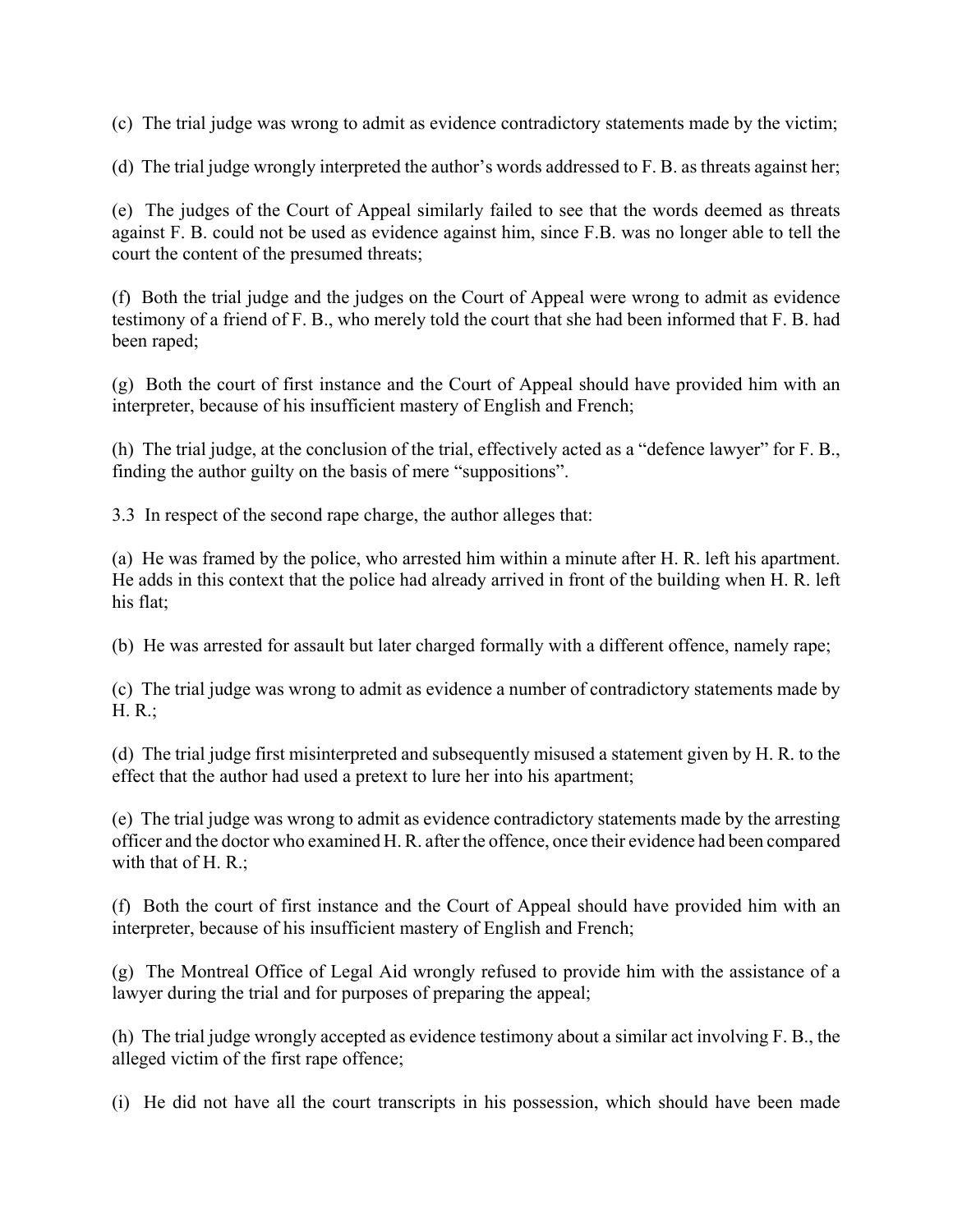(c) The trial judge was wrong to admit as evidence contradictory statements made by the victim;

(d) The trial judge wrongly interpreted the author's words addressed to F. B. as threats against her;

(e) The judges of the Court of Appeal similarly failed to see that the words deemed as threats against F. B. could not be used as evidence against him, since F.B. was no longer able to tell the court the content of the presumed threats;

(f) Both the trial judge and the judges on the Court of Appeal were wrong to admit as evidence testimony of a friend of F. B., who merely told the court that she had been informed that F. B. had been raped;

(g) Both the court of first instance and the Court of Appeal should have provided him with an interpreter, because of his insufficient mastery of English and French;

(h) The trial judge, at the conclusion of the trial, effectively acted as a "defence lawyer" for F. B., finding the author guilty on the basis of mere "suppositions".

3.3 In respect of the second rape charge, the author alleges that:

(a) He was framed by the police, who arrested him within a minute after H. R. left his apartment. He adds in this context that the police had already arrived in front of the building when H. R. left his flat;

(b) He was arrested for assault but later charged formally with a different offence, namely rape;

(c) The trial judge was wrong to admit as evidence a number of contradictory statements made by H. R.;

(d) The trial judge first misinterpreted and subsequently misused a statement given by H. R. to the effect that the author had used a pretext to lure her into his apartment;

(e) The trial judge was wrong to admit as evidence contradictory statements made by the arresting officer and the doctor who examined H. R. after the offence, once their evidence had been compared with that of H. R.;

(f) Both the court of first instance and the Court of Appeal should have provided him with an interpreter, because of his insufficient mastery of English and French;

(g) The Montreal Office of Legal Aid wrongly refused to provide him with the assistance of a lawyer during the trial and for purposes of preparing the appeal;

(h) The trial judge wrongly accepted as evidence testimony about a similar act involving F. B., the alleged victim of the first rape offence;

(i) He did not have all the court transcripts in his possession, which should have been made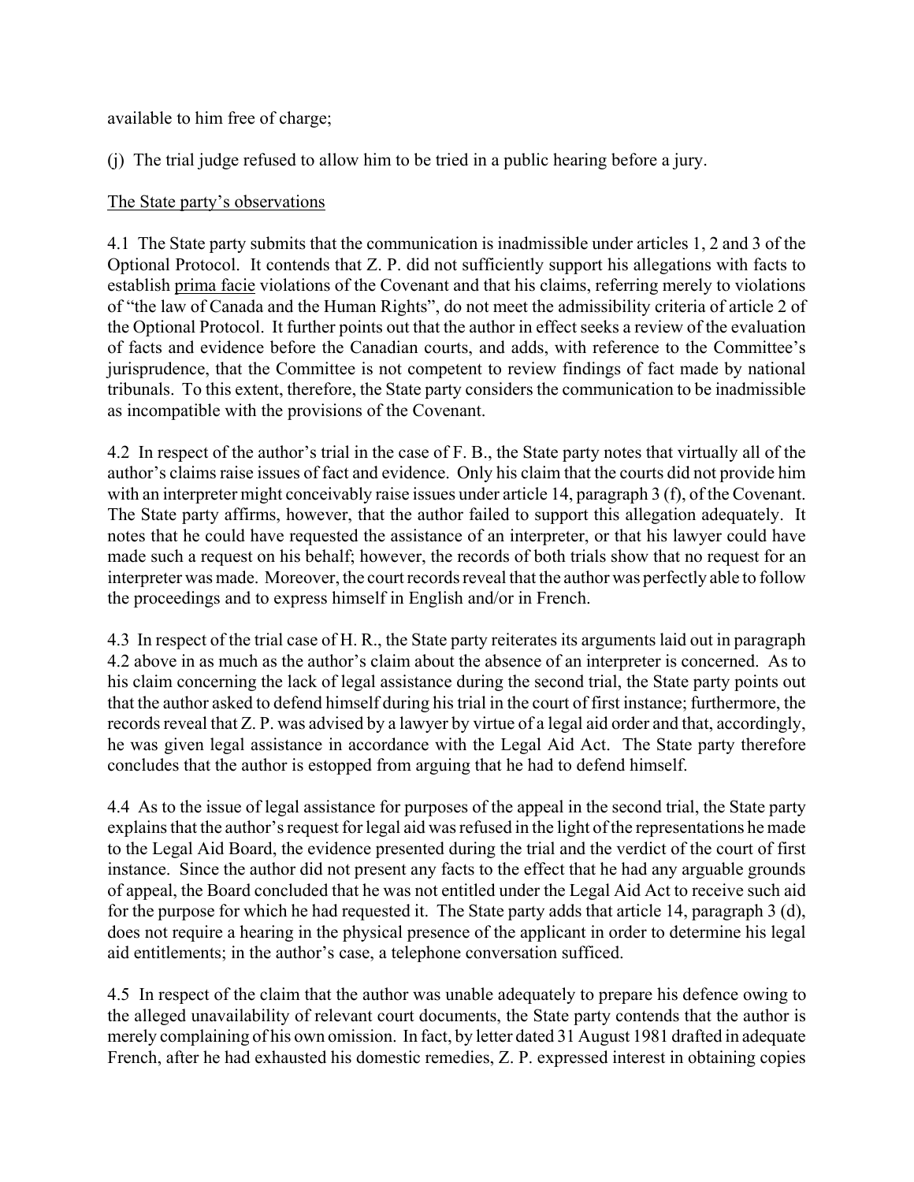available to him free of charge;

(j) The trial judge refused to allow him to be tried in a public hearing before a jury.

The State party's observations

4.1 The State party submits that the communication is inadmissible under articles 1, 2 and 3 of the Optional Protocol. It contends that Z. P. did not sufficiently support his allegations with facts to establish prima facie violations of the Covenant and that his claims, referring merely to violations of "the law of Canada and the Human Rights", do not meet the admissibility criteria of article 2 of the Optional Protocol. It further points out that the author in effect seeks a review of the evaluation of facts and evidence before the Canadian courts, and adds, with reference to the Committee's jurisprudence, that the Committee is not competent to review findings of fact made by national tribunals. To this extent, therefore, the State party considers the communication to be inadmissible as incompatible with the provisions of the Covenant.

4.2 In respect of the author's trial in the case of F. B., the State party notes that virtually all of the author's claims raise issues of fact and evidence. Only his claim that the courts did not provide him with an interpreter might conceivably raise issues under article 14, paragraph 3 (f), of the Covenant. The State party affirms, however, that the author failed to support this allegation adequately. It notes that he could have requested the assistance of an interpreter, or that his lawyer could have made such a request on his behalf; however, the records of both trials show that no request for an interpreter was made. Moreover, the court records reveal that the author was perfectly able to follow the proceedings and to express himself in English and/or in French.

4.3 In respect of the trial case of H. R., the State party reiterates its arguments laid out in paragraph 4.2 above in as much as the author's claim about the absence of an interpreter is concerned. As to his claim concerning the lack of legal assistance during the second trial, the State party points out that the author asked to defend himself during his trial in the court of first instance; furthermore, the records reveal that Z. P. was advised by a lawyer by virtue of a legal aid order and that, accordingly, he was given legal assistance in accordance with the Legal Aid Act. The State party therefore concludes that the author is estopped from arguing that he had to defend himself.

4.4 As to the issue of legal assistance for purposes of the appeal in the second trial, the State party explains that the author's request for legal aid was refused in the light of the representations he made to the Legal Aid Board, the evidence presented during the trial and the verdict of the court of first instance. Since the author did not present any facts to the effect that he had any arguable grounds of appeal, the Board concluded that he was not entitled under the Legal Aid Act to receive such aid for the purpose for which he had requested it. The State party adds that article 14, paragraph 3 (d), does not require a hearing in the physical presence of the applicant in order to determine his legal aid entitlements; in the author's case, a telephone conversation sufficed.

4.5 In respect of the claim that the author was unable adequately to prepare his defence owing to the alleged unavailability of relevant court documents, the State party contends that the author is merely complaining of his own omission. In fact, by letter dated 31 August 1981 drafted in adequate French, after he had exhausted his domestic remedies, Z. P. expressed interest in obtaining copies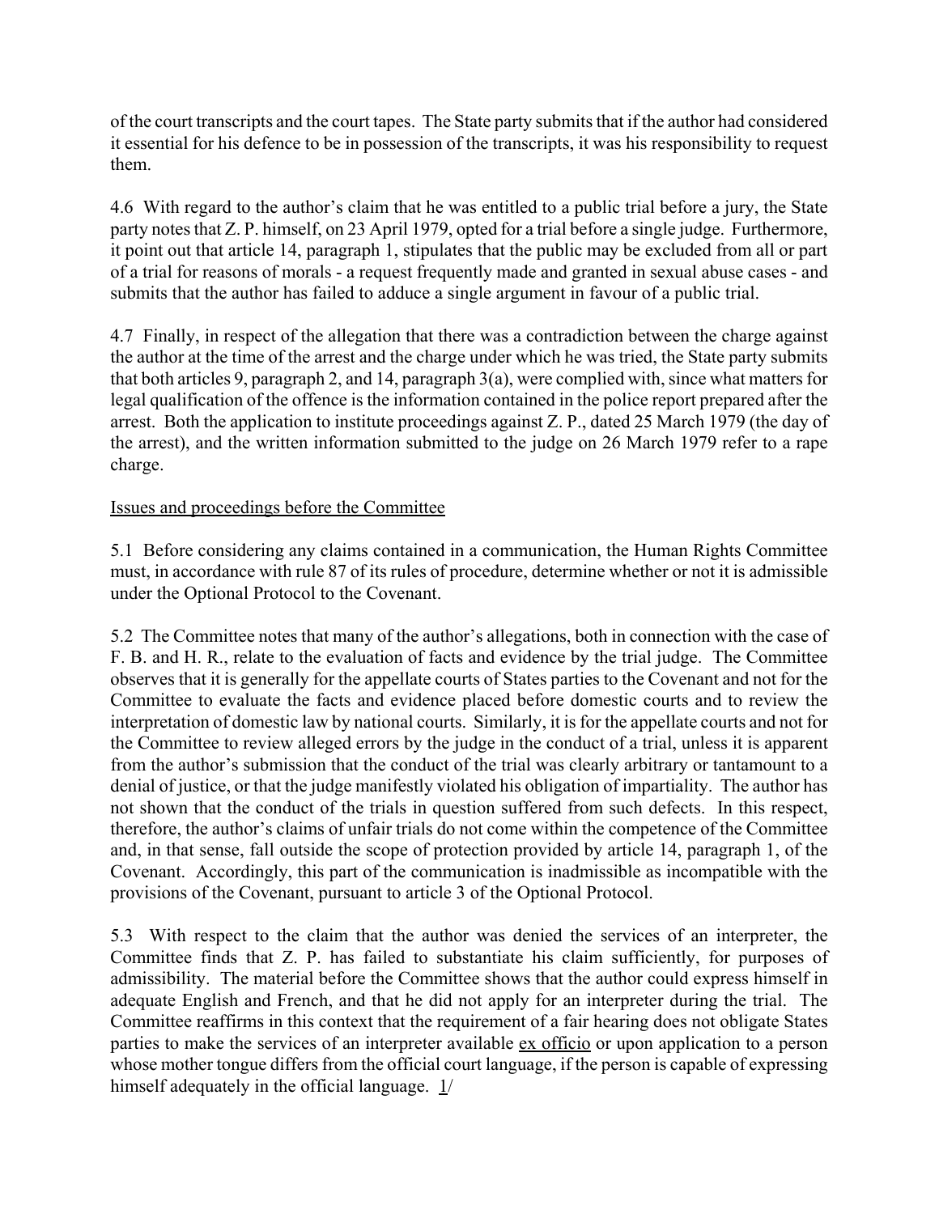of the court transcripts and the court tapes. The State party submits that if the author had considered it essential for his defence to be in possession of the transcripts, it was his responsibility to request them.

4.6 With regard to the author's claim that he was entitled to a public trial before a jury, the State party notes that Z. P. himself, on 23 April 1979, opted for a trial before a single judge. Furthermore, it point out that article 14, paragraph 1, stipulates that the public may be excluded from all or part of a trial for reasons of morals - a request frequently made and granted in sexual abuse cases - and submits that the author has failed to adduce a single argument in favour of a public trial.

4.7 Finally, in respect of the allegation that there was a contradiction between the charge against the author at the time of the arrest and the charge under which he was tried, the State party submits that both articles 9, paragraph 2, and 14, paragraph 3(a), were complied with, since what matters for legal qualification of the offence is the information contained in the police report prepared after the arrest. Both the application to institute proceedings against Z. P., dated 25 March 1979 (the day of the arrest), and the written information submitted to the judge on 26 March 1979 refer to a rape charge.

## Issues and proceedings before the Committee

5.1 Before considering any claims contained in a communication, the Human Rights Committee must, in accordance with rule 87 of its rules of procedure, determine whether or not it is admissible under the Optional Protocol to the Covenant.

5.2 The Committee notes that many of the author's allegations, both in connection with the case of F. B. and H. R., relate to the evaluation of facts and evidence by the trial judge. The Committee observes that it is generally for the appellate courts of States parties to the Covenant and not for the Committee to evaluate the facts and evidence placed before domestic courts and to review the interpretation of domestic law by national courts. Similarly, it is for the appellate courts and not for the Committee to review alleged errors by the judge in the conduct of a trial, unless it is apparent from the author's submission that the conduct of the trial was clearly arbitrary or tantamount to a denial of justice, or that the judge manifestly violated his obligation of impartiality. The author has not shown that the conduct of the trials in question suffered from such defects. In this respect, therefore, the author's claims of unfair trials do not come within the competence of the Committee and, in that sense, fall outside the scope of protection provided by article 14, paragraph 1, of the Covenant. Accordingly, this part of the communication is inadmissible as incompatible with the provisions of the Covenant, pursuant to article 3 of the Optional Protocol.

5.3 With respect to the claim that the author was denied the services of an interpreter, the Committee finds that Z. P. has failed to substantiate his claim sufficiently, for purposes of admissibility. The material before the Committee shows that the author could express himself in adequate English and French, and that he did not apply for an interpreter during the trial. The Committee reaffirms in this context that the requirement of a fair hearing does not obligate States parties to make the services of an interpreter available ex officio or upon application to a person whose mother tongue differs from the official court language, if the person is capable of expressing himself adequately in the official language. 1/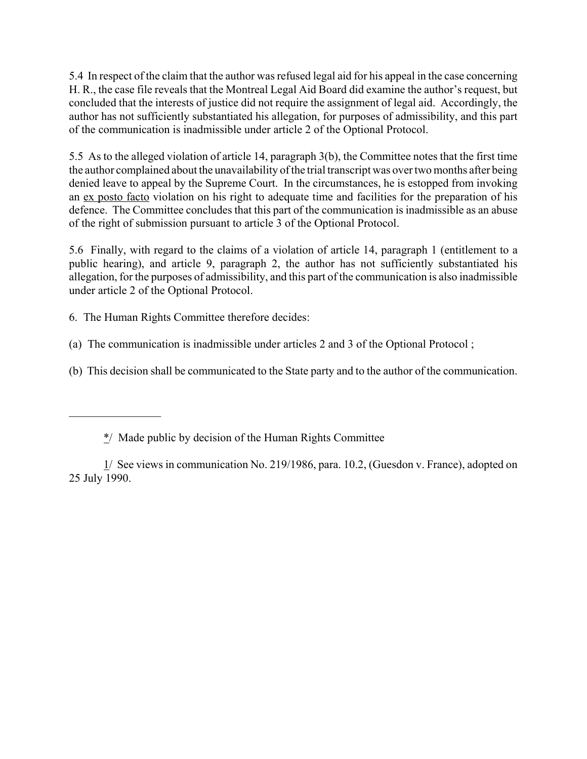5.4 In respect of the claim that the author was refused legal aid for his appeal in the case concerning H. R., the case file reveals that the Montreal Legal Aid Board did examine the author's request, but concluded that the interests of justice did not require the assignment of legal aid. Accordingly, the author has not sufficiently substantiated his allegation, for purposes of admissibility, and this part of the communication is inadmissible under article 2 of the Optional Protocol.

5.5 As to the alleged violation of article 14, paragraph 3(b), the Committee notes that the first time the author complained about the unavailability of the trial transcript was over two months after being denied leave to appeal by the Supreme Court. In the circumstances, he is estopped from invoking an ex posto facto violation on his right to adequate time and facilities for the preparation of his defence. The Committee concludes that this part of the communication is inadmissible as an abuse of the right of submission pursuant to article 3 of the Optional Protocol.

5.6 Finally, with regard to the claims of a violation of article 14, paragraph 1 (entitlement to a public hearing), and article 9, paragraph 2, the author has not sufficiently substantiated his allegation, for the purposes of admissibility, and this part of the communication is also inadmissible under article 2 of the Optional Protocol.

6. The Human Rights Committee therefore decides:

(a) The communication is inadmissible under articles 2 and 3 of the Optional Protocol ;

(b) This decision shall be communicated to the State party and to the author of the communication.

---

*/ Made public by decision of the Human Rights Committee

1/ See views in communication No. 219/1986, para. 10.2, (Guesdon v. France), adopted on 25 July 1990.